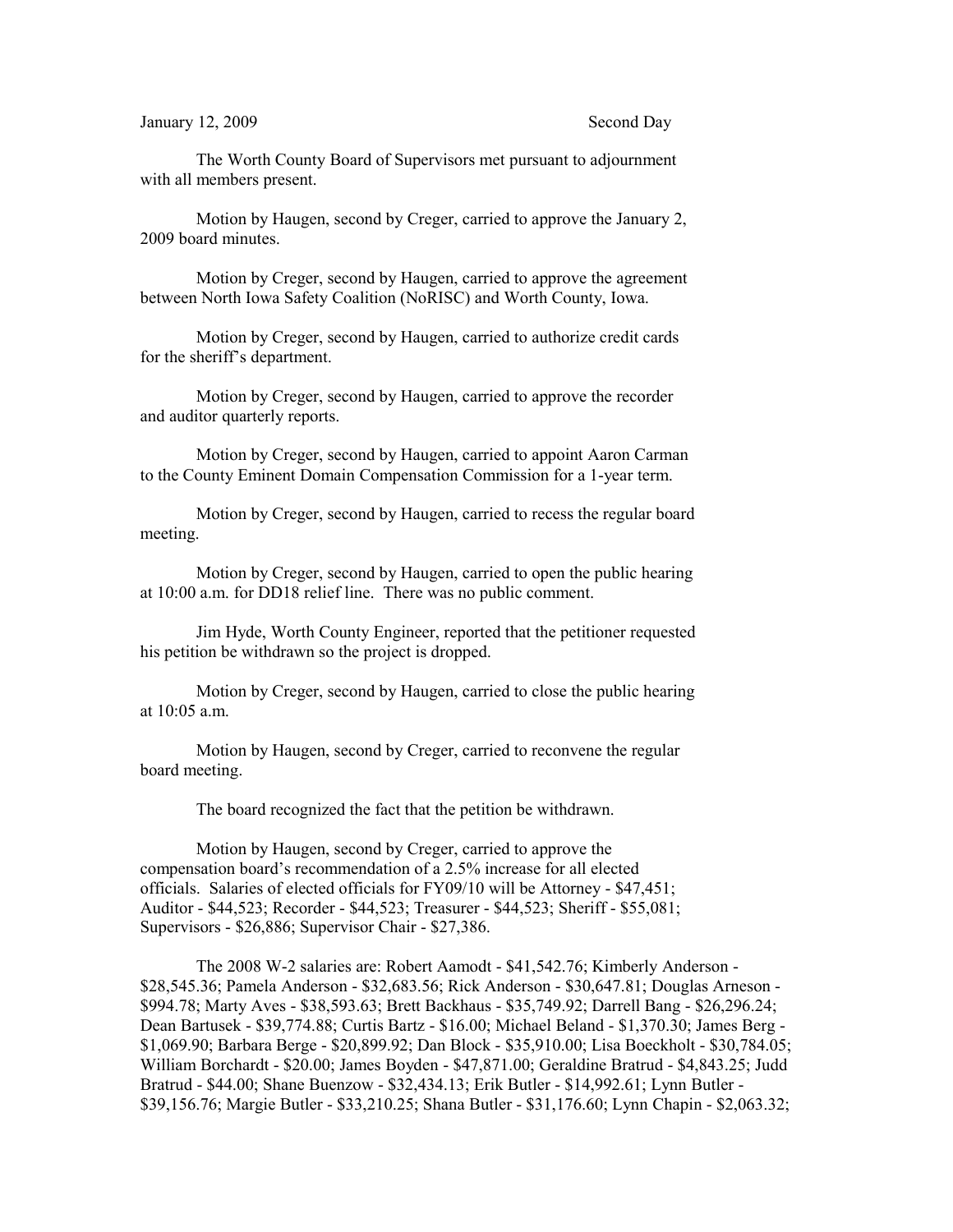January 12, 2009 Second Day

The Worth County Board of Supervisors met pursuant to adjournment with all members present.

Motion by Haugen, second by Creger, carried to approve the January 2, 2009 board minutes.

Motion by Creger, second by Haugen, carried to approve the agreement between North Iowa Safety Coalition (NoRISC) and Worth County, Iowa.

Motion by Creger, second by Haugen, carried to authorize credit cards for the sheriff's department.

Motion by Creger, second by Haugen, carried to approve the recorder and auditor quarterly reports.

Motion by Creger, second by Haugen, carried to appoint Aaron Carman to the County Eminent Domain Compensation Commission for a 1-year term.

Motion by Creger, second by Haugen, carried to recess the regular board meeting.

Motion by Creger, second by Haugen, carried to open the public hearing at 10:00 a.m. for DD18 relief line. There was no public comment.

Jim Hyde, Worth County Engineer, reported that the petitioner requested his petition be withdrawn so the project is dropped.

Motion by Creger, second by Haugen, carried to close the public hearing at 10:05 a.m.

Motion by Haugen, second by Creger, carried to reconvene the regular board meeting.

The board recognized the fact that the petition be withdrawn.

Motion by Haugen, second by Creger, carried to approve the compensation board's recommendation of a 2.5% increase for all elected officials. Salaries of elected officials for FY09/10 will be Attorney - $47,451; Auditor - $44,523; Recorder - $44,523; Treasurer - $44,523; Sheriff - $55,081; Supervisors - $26,886; Supervisor Chair - $27,386.

The 2008 W-2 salaries are: Robert Aamodt - $41,542.76; Kimberly Anderson - $28,545.36; Pamela Anderson - $32,683.56; Rick Anderson - $30,647.81; Douglas Arneson - $994.78; Marty Aves - $38,593.63; Brett Backhaus - $35,749.92; Darrell Bang - $26,296.24; Dean Bartusek - $39,774.88; Curtis Bartz - $16.00; Michael Beland - $1,370.30; James Berg - $1,069.90; Barbara Berge - $20,899.92; Dan Block - $35,910.00; Lisa Boeckholt - $30,784.05; William Borchardt - $20.00; James Boyden - $47,871.00; Geraldine Bratrud - $4,843.25; Judd Bratrud - $44.00; Shane Buenzow - $32,434.13; Erik Butler - $14,992.61; Lynn Butler - $39,156.76; Margie Butler - $33,210.25; Shana Butler - $31,176.60; Lynn Chapin - $2,063.32;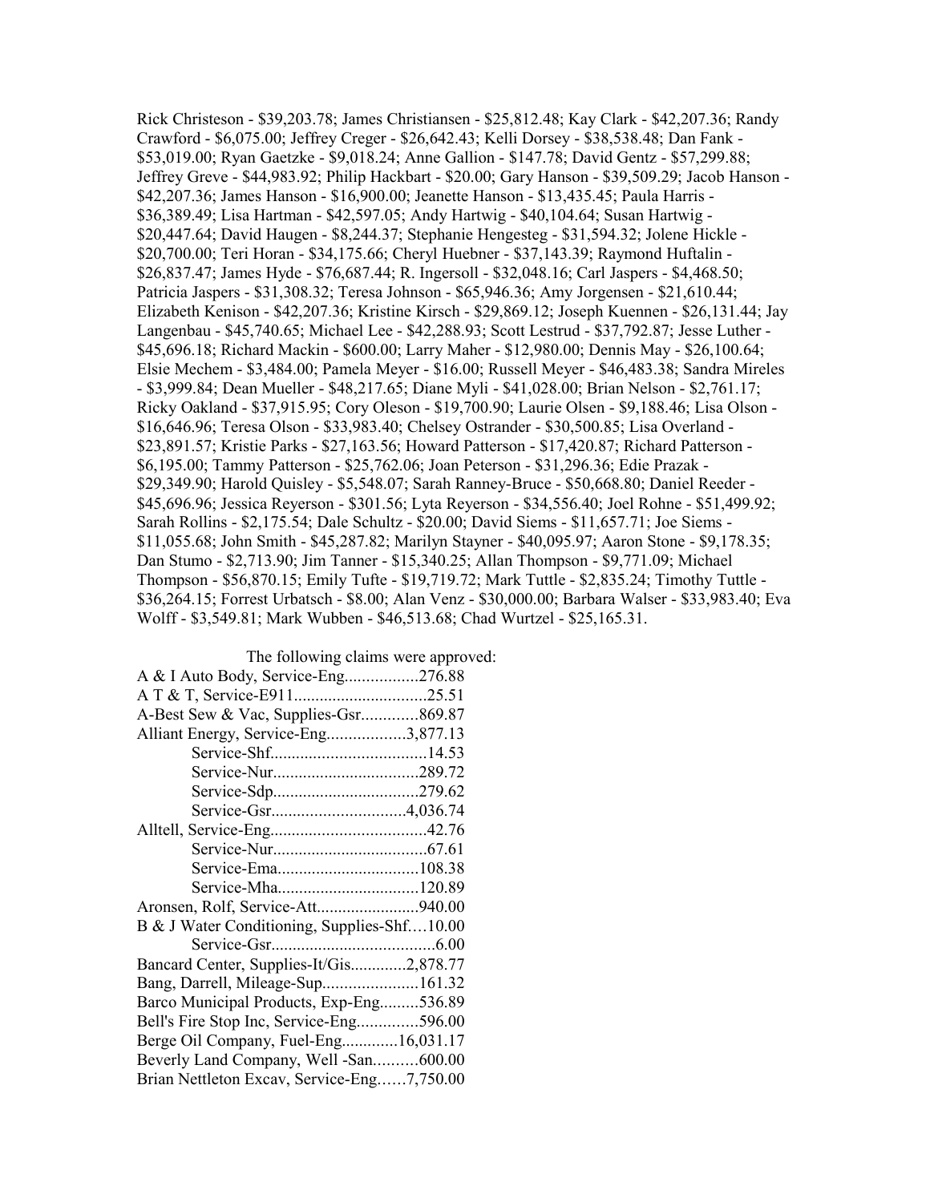Rick Christeson - $39,203.78; James Christiansen - $25,812.48; Kay Clark - $42,207.36; Randy Crawford - $6,075.00; Jeffrey Creger - $26,642.43; Kelli Dorsey - $38,538.48; Dan Fank - $53,019.00; Ryan Gaetzke - $9,018.24; Anne Gallion - $147.78; David Gentz - $57,299.88; Jeffrey Greve - $44,983.92; Philip Hackbart - $20.00; Gary Hanson - $39,509.29; Jacob Hanson - $42,207.36; James Hanson - $16,900.00; Jeanette Hanson - $13,435.45; Paula Harris - $36,389.49; Lisa Hartman - $42,597.05; Andy Hartwig - $40,104.64; Susan Hartwig - $20,447.64; David Haugen - $8,244.37; Stephanie Hengesteg - $31,594.32; Jolene Hickle - $20,700.00; Teri Horan - $34,175.66; Cheryl Huebner - $37,143.39; Raymond Huftalin - $26,837.47; James Hyde - $76,687.44; R. Ingersoll - $32,048.16; Carl Jaspers - $4,468.50; Patricia Jaspers - $31,308.32; Teresa Johnson - $65,946.36; Amy Jorgensen - $21,610.44; Elizabeth Kenison - $42,207.36; Kristine Kirsch - $29,869.12; Joseph Kuennen - $26,131.44; Jay Langenbau - $45,740.65; Michael Lee - $42,288.93; Scott Lestrud - $37,792.87; Jesse Luther - $45,696.18; Richard Mackin - $600.00; Larry Maher - $12,980.00; Dennis May - $26,100.64; Elsie Mechem - $3,484.00; Pamela Meyer - $16.00; Russell Meyer - $46,483.38; Sandra Mireles - $3,999.84; Dean Mueller - $48,217.65; Diane Myli - $41,028.00; Brian Nelson - $2,761.17; Ricky Oakland - $37,915.95; Cory Oleson - $19,700.90; Laurie Olsen - $9,188.46; Lisa Olson - $16,646.96; Teresa Olson - $33,983.40; Chelsey Ostrander - $30,500.85; Lisa Overland - $23,891.57; Kristie Parks - $27,163.56; Howard Patterson - $17,420.87; Richard Patterson - $6,195.00; Tammy Patterson - $25,762.06; Joan Peterson - $31,296.36; Edie Prazak - $29,349.90; Harold Quisley - $5,548.07; Sarah Ranney-Bruce - $50,668.80; Daniel Reeder - $45,696.96; Jessica Reyerson - $301.56; Lyta Reyerson - $34,556.40; Joel Rohne - $51,499.92; Sarah Rollins - $2,175.54; Dale Schultz - $20.00; David Siems - $11,657.71; Joe Siems - $11,055.68; John Smith - $45,287.82; Marilyn Stayner - $40,095.97; Aaron Stone - $9,178.35; Dan Stumo - $2,713.90; Jim Tanner - $15,340.25; Allan Thompson - $9,771.09; Michael Thompson - $56,870.15; Emily Tufte - $19,719.72; Mark Tuttle - $2,835.24; Timothy Tuttle - $36,264.15; Forrest Urbatsch - $8.00; Alan Venz - $30,000.00; Barbara Walser - $33,983.40; Eva Wolff - $3,549.81; Mark Wubben - $46,513.68; Chad Wurtzel - $25,165.31.

The following claims were approved:

A & I Auto Body, Service-Eng.................276.88
A T & T, Service-E911..............................25.51
A-Best Sew & Vac, Supplies-Gsr.............869.87
Alliant Energy, Service-Eng..................3,877.13
Service-Shf....................................14.53
Service-Nur..................................289.72
Service-Sdp..................................279.62
Service-Gsr...............................4,036.74
Alltell, Service-Eng....................................42.76
Service-Nur....................................67.61
Service-Ema.................................108.38
Service-Mha.................................120.89
Aronsen, Rolf, Service-Att........................940.00
B & J Water Conditioning, Supplies-Shf....10.00
Service-Gsr......................................6.00
Bancard Center, Supplies-It/Gis.............2,878.77
Bang, Darrell, Mileage-Sup......................161.32
Barco Municipal Products, Exp-Eng.........536.89
Bell's Fire Stop Inc, Service-Eng..............596.00
Berge Oil Company, Fuel-Eng.............16,031.17
Beverly Land Company, Well -San..........600.00
Brian Nettleton Excav, Service-Eng……7,750.00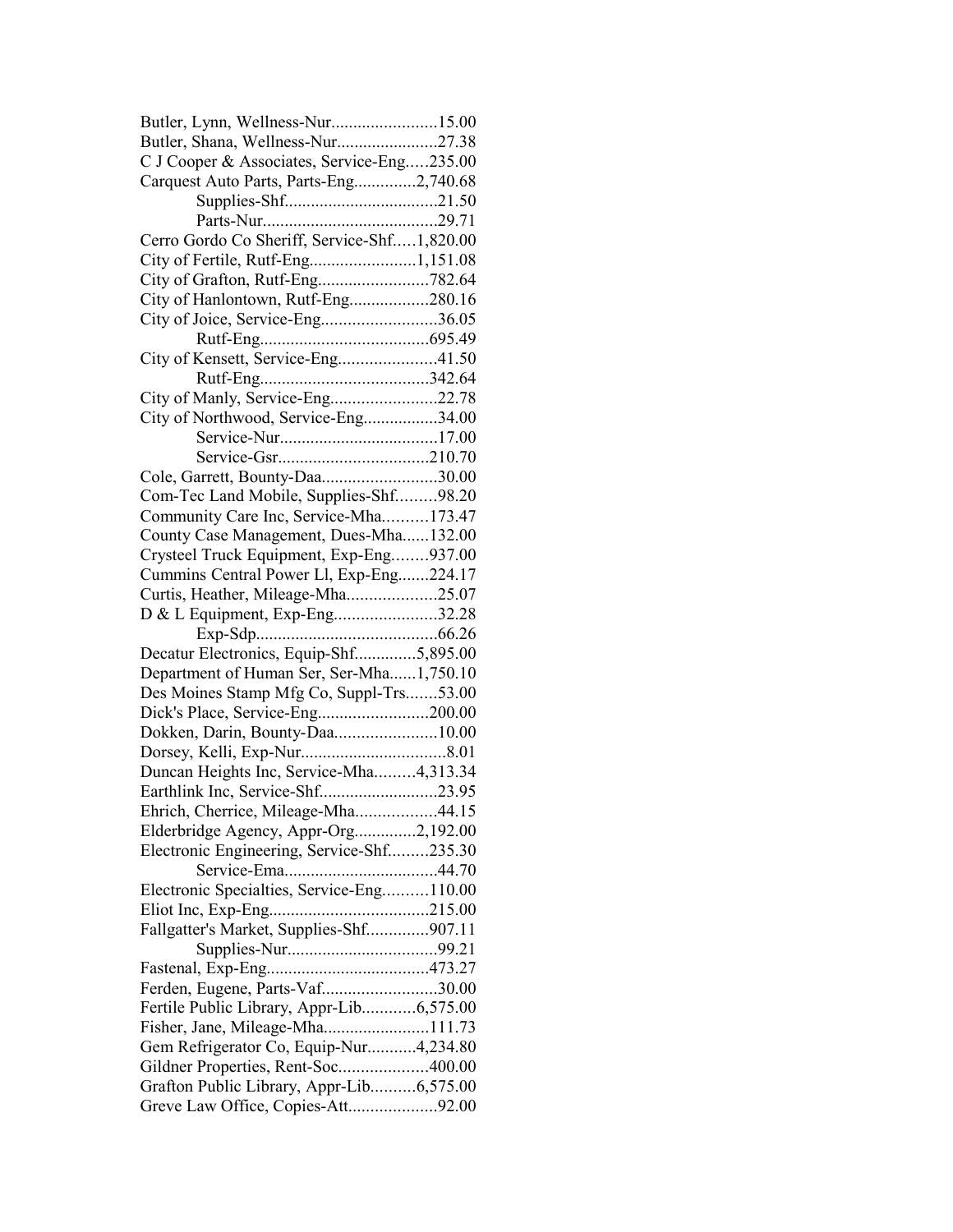Butler, Lynn, Wellness-Nur........................15.00
Butler, Shana, Wellness-Nur.......................27.38
C J Cooper & Associates, Service-Eng.....235.00
Carquest Auto Parts, Parts-Eng..............2,740.68
Supplies-Shf..................................21.50
Parts-Nur........................................29.71
Cerro Gordo Co Sheriff, Service-Shf.....1,820.00
City of Fertile, Rutf-Eng........................1,151.08
City of Grafton, Rutf-Eng.........................782.64
City of Hanlontown, Rutf-Eng..................280.16
City of Joice, Service-Eng..........................36.05
Rutf-Eng......................................695.49
City of Kensett, Service-Eng......................41.50
Rutf-Eng......................................342.64
City of Manly, Service-Eng........................22.78
City of Northwood, Service-Eng.................34.00
Service-Nur....................................17.00
Service-Gsr..................................210.70
Cole, Garrett, Bounty-Daa..........................30.00
Com-Tec Land Mobile, Supplies-Shf.........98.20
Community Care Inc, Service-Mha..........173.47
County Case Management, Dues-Mha......132.00
Crysteel Truck Equipment, Exp-Eng........937.00
Cummins Central Power Ll, Exp-Eng.......224.17
Curtis, Heather, Mileage-Mha....................25.07
D & L Equipment, Exp-Eng.......................32.28
Exp-Sdp.........................................66.26
Decatur Electronics, Equip-Shf..............5,895.00
Department of Human Ser, Ser-Mha......1,750.10
Des Moines Stamp Mfg Co, Suppl-Trs.......53.00
Dick's Place, Service-Eng.........................200.00
Dokken, Darin, Bounty-Daa.......................10.00
Dorsey, Kelli, Exp-Nur.................................8.01
Duncan Heights Inc, Service-Mha.........4,313.34
Earthlink Inc, Service-Shf..........................23.95
Ehrich, Cherrice, Mileage-Mha..................44.15
Elderbridge Agency, Appr-Org..............2,192.00
Electronic Engineering, Service-Shf.........235.30
Service-Ema...................................44.70
Electronic Specialties, Service-Eng..........110.00
Eliot Inc, Exp-Eng...................................215.00
Fallgatter's Market, Supplies-Shf..............907.11
Supplies-Nur.................................99.21
Fastenal, Exp-Eng....................................473.27
Ferden, Eugene, Parts-Vaf..........................30.00
Fertile Public Library, Appr-Lib............6,575.00
Fisher, Jane, Mileage-Mha........................111.73
Gem Refrigerator Co, Equip-Nur...........4,234.80
Gildner Properties, Rent-Soc....................400.00
Grafton Public Library, Appr-Lib..........6,575.00
Greve Law Office, Copies-Att....................92.00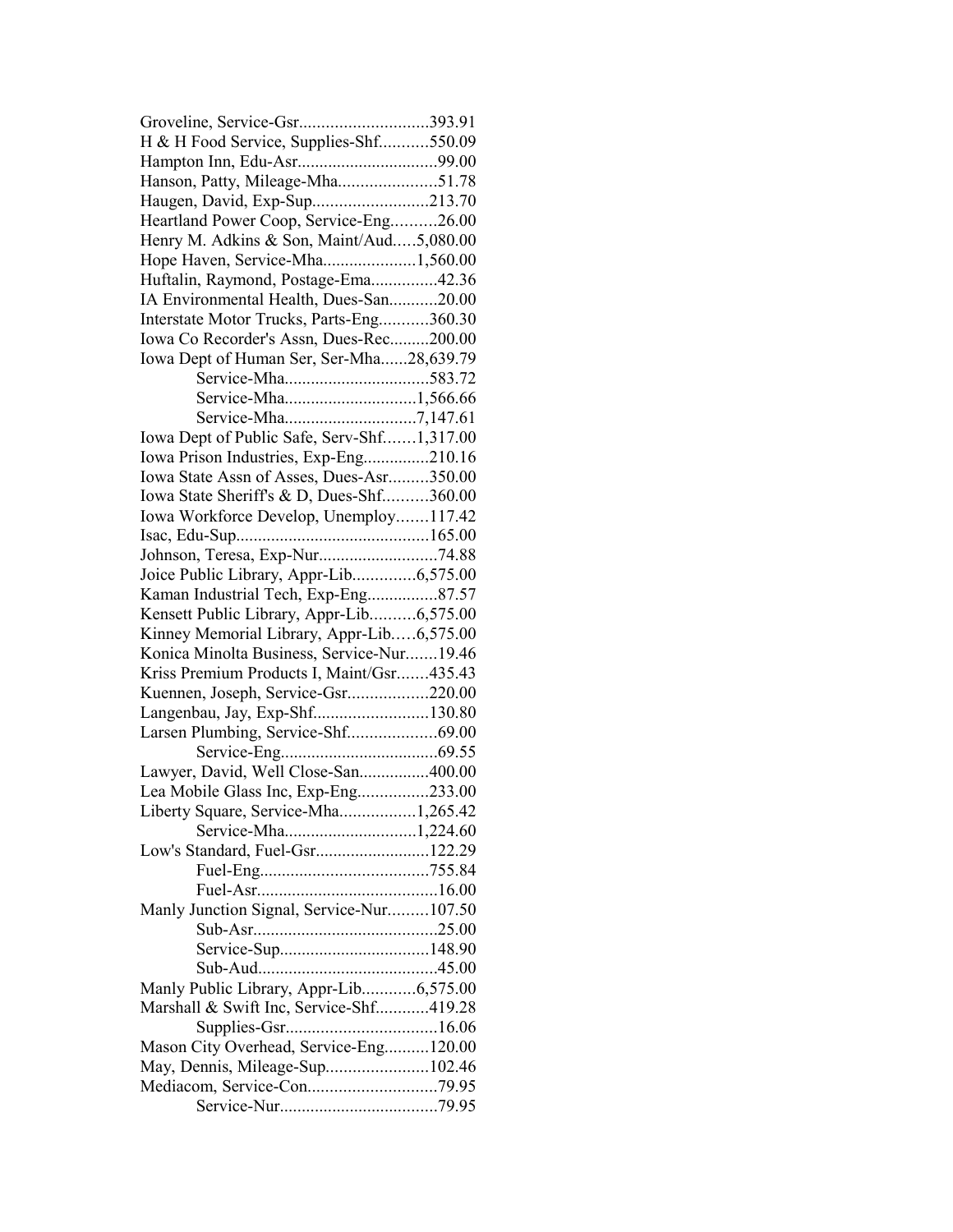Groveline, Service-Gsr.............................393.91
H & H Food Service, Supplies-Shf...........550.09
Hampton Inn, Edu-Asr................................99.00
Hanson, Patty, Mileage-Mha......................51.78
Haugen, David, Exp-Sup..........................213.70
Heartland Power Coop, Service-Eng..........26.00
Henry M. Adkins & Son, Maint/Aud.....5,080.00
Hope Haven, Service-Mha.....................1,560.00
Huftalin, Raymond, Postage-Ema...............42.36
IA Environmental Health, Dues-San...........20.00
Interstate Motor Trucks, Parts-Eng...........360.30
Iowa Co Recorder's Assn, Dues-Rec.........200.00
Iowa Dept of Human Ser, Ser-Mha......28,639.79
Service-Mha................................583.72
Service-Mha.............................1,566.66
Service-Mha.............................7,147.61
Iowa Dept of Public Safe, Serv-Shf.......1,317.00
Iowa Prison Industries, Exp-Eng...............210.16
Iowa State Assn of Asses, Dues-Asr.........350.00
Iowa State Sheriff's & D, Dues-Shf..........360.00
Iowa Workforce Develop, Unemploy.......117.42
Isac, Edu-Sup............................................165.00
Johnson, Teresa, Exp-Nur...........................74.88
Joice Public Library, Appr-Lib..............6,575.00
Kaman Industrial Tech, Exp-Eng................87.57
Kensett Public Library, Appr-Lib..........6,575.00
Kinney Memorial Library, Appr-Lib.....6,575.00
Konica Minolta Business, Service-Nur.......19.46
Kriss Premium Products I, Maint/Gsr.......435.43
Kuennen, Joseph, Service-Gsr..................220.00
Langenbau, Jay, Exp-Shf..........................130.80
Larsen Plumbing, Service-Shf....................69.00
Service-Eng...................................69.55
Lawyer, David, Well Close-San................400.00
Lea Mobile Glass Inc, Exp-Eng................233.00
Liberty Square, Service-Mha.................1,265.42
Service-Mha.............................1,224.60
Low's Standard, Fuel-Gsr..........................122.29
Fuel-Eng......................................755.84
Fuel-Asr.........................................16.00
Manly Junction Signal, Service-Nur.........107.50
Sub-Asr..........................................25.00
Service-Sup..................................148.90
Sub-Aud.........................................45.00
Manly Public Library, Appr-Lib............6,575.00
Marshall & Swift Inc, Service-Shf............419.28
Supplies-Gsr..................................16.06
Mason City Overhead, Service-Eng..........120.00
May, Dennis, Mileage-Sup.......................102.46
Mediacom, Service-Con.............................79.95
Service-Nur...................................79.95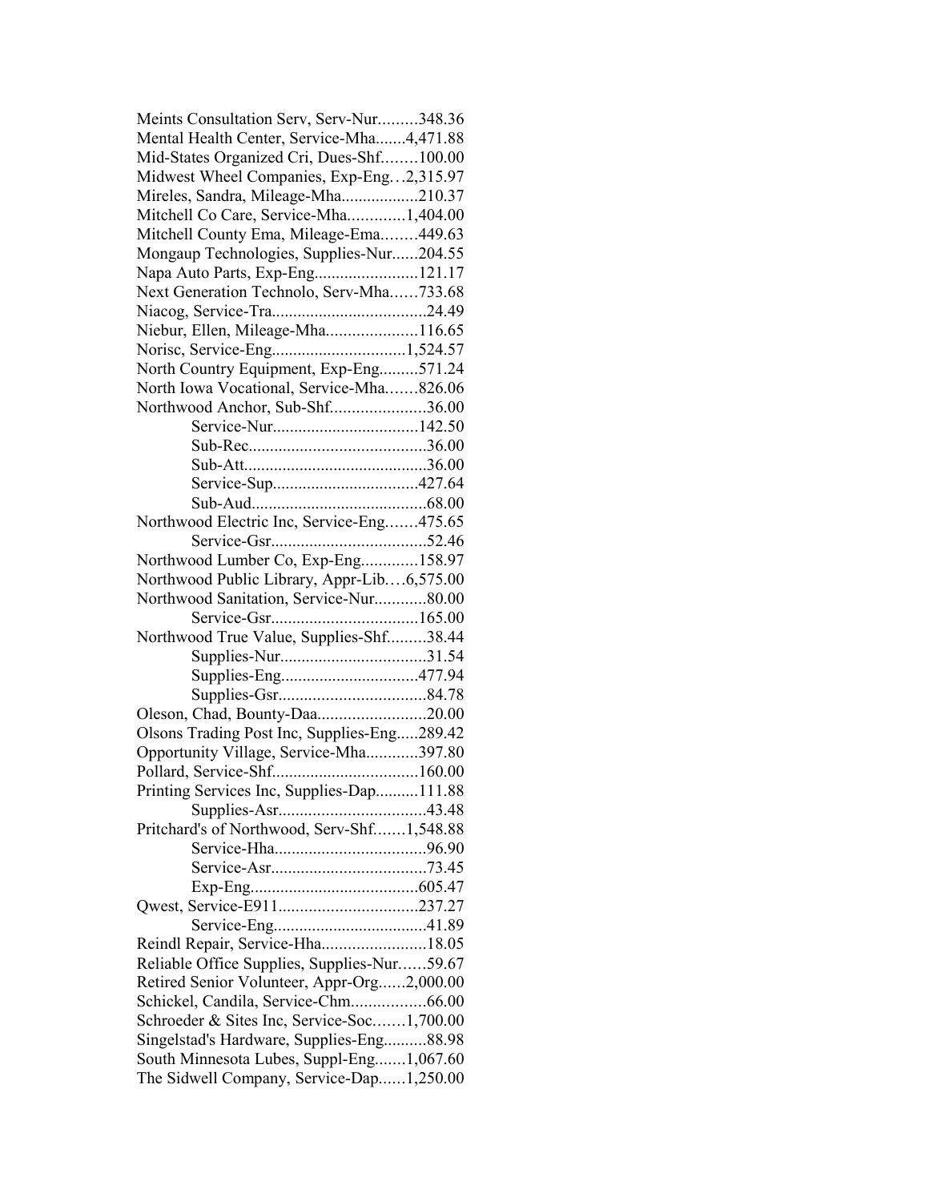Meints Consultation Serv, Serv-Nur.........348.36
Mental Health Center, Service-Mha.......4,471.88
Mid-States Organized Cri, Dues-Shf........100.00
Midwest Wheel Companies, Exp-Eng…2,315.97
Mireles, Sandra, Mileage-Mha.................210.37
Mitchell Co Care, Service-Mha.............1,404.00
Mitchell County Ema, Mileage-Ema........449.63
Mongaup Technologies, Supplies-Nur......204.55
Napa Auto Parts, Exp-Eng........................121.17
Next Generation Technolo, Serv-Mha……733.68
Niacog, Service-Tra....................................24.49
Niebur, Ellen, Mileage-Mha.....................116.65
Norisc, Service-Eng...............................1,524.57
North Country Equipment, Exp-Eng.........571.24
North Iowa Vocational, Service-Mha…….826.06
Northwood Anchor, Sub-Shf......................36.00
Service-Nur..................................142.50
Sub-Rec.........................................36.00
Sub-Att..........................................36.00
Service-Sup.................................427.64
Sub-Aud.........................................68.00
Northwood Electric Inc, Service-Eng…….475.65
Service-Gsr....................................52.46
Northwood Lumber Co, Exp-Eng.............158.97
Northwood Public Library, Appr-Lib….6,575.00
Northwood Sanitation, Service-Nur............80.00
Service-Gsr..................................165.00
Northwood True Value, Supplies-Shf.........38.44
Supplies-Nur..................................31.54
Supplies-Eng................................477.94
Supplies-Gsr..................................84.78
Oleson, Chad, Bounty-Daa.........................20.00
Olsons Trading Post Inc, Supplies-Eng.....289.42
Opportunity Village, Service-Mha............397.80
Pollard, Service-Shf..................................160.00
Printing Services Inc, Supplies-Dap..........111.88
Supplies-Asr..................................43.48
Pritchard's of Northwood, Serv-Shf…….1,548.88
Service-Hha...................................96.90
Service-Asr....................................73.45
Exp-Eng.......................................605.47
Qwest, Service-E911................................237.27
Service-Eng...................................41.89
Reindl Repair, Service-Hha........................18.05
Reliable Office Supplies, Supplies-Nur……59.67
Retired Senior Volunteer, Appr-Org......2,000.00
Schickel, Candila, Service-Chm.................66.00
Schroeder & Sites Inc, Service-Soc…….1,700.00
Singelstad's Hardware, Supplies-Eng..........88.98
South Minnesota Lubes, Suppl-Eng…….1,067.60
The Sidwell Company, Service-Dap......1,250.00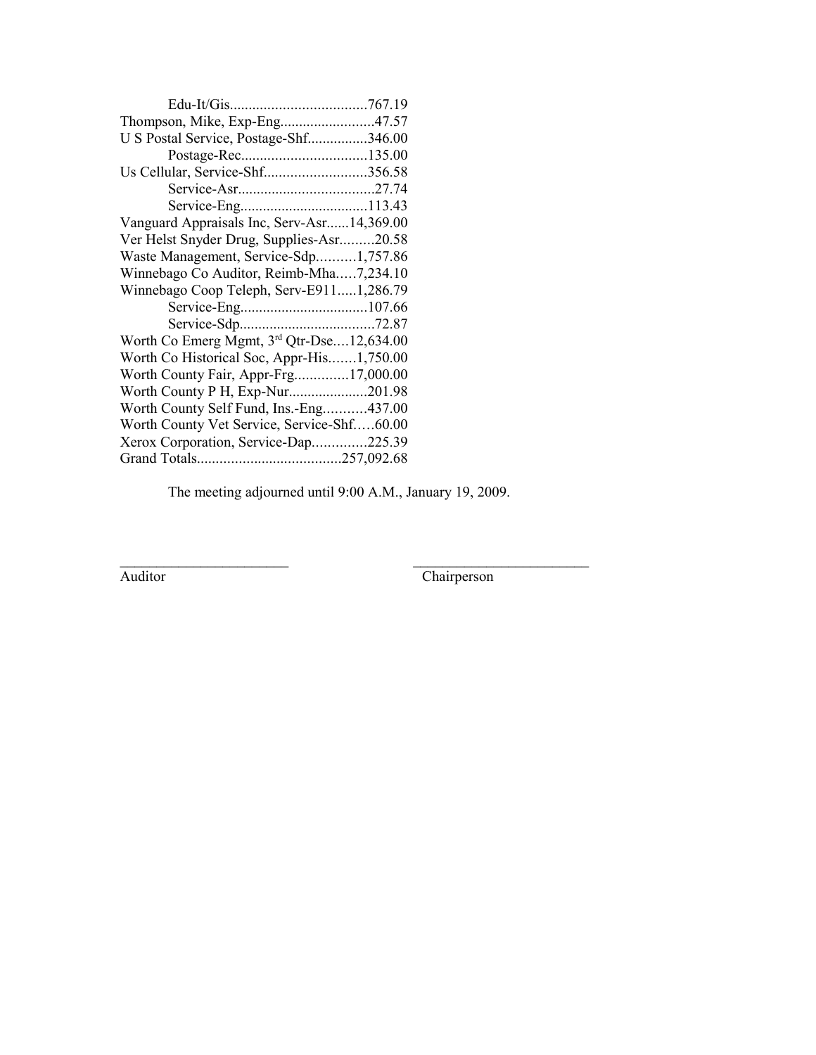Edu-It/Gis....................................767.19
Thompson, Mike, Exp-Eng.........................47.57
U S Postal Service, Postage-Shf................346.00
Postage-Rec.................................135.00
Us Cellular, Service-Shf...........................356.58
Service-Asr....................................27.74
Service-Eng.................................113.43
Vanguard Appraisals Inc, Serv-Asr......14,369.00
Ver Helst Snyder Drug, Supplies-Asr.........20.58
Waste Management, Service-Sdp..........1,757.86
Winnebago Co Auditor, Reimb-Mha.....7,234.10
Winnebago Coop Teleph, Serv-E911.....1,286.79
Service-Eng..................................107.66
Service-Sdp....................................72.87
Worth Co Emerg Mgmt, 3rd Qtr-Dse....12,634.00
Worth Co Historical Soc, Appr-His.......1,750.00
Worth County Fair, Appr-Frg..............17,000.00
Worth County P H, Exp-Nur.....................201.98
Worth County Self Fund, Ins.-Eng...........437.00
Worth County Vet Service, Service-Shf.....60.00
Xerox Corporation, Service-Dap..............225.39
Grand Totals......................................257,092.68

The meeting adjourned until 9:00 A.M., January 19, 2009.

________________________ ________________________
Auditor Chairperson